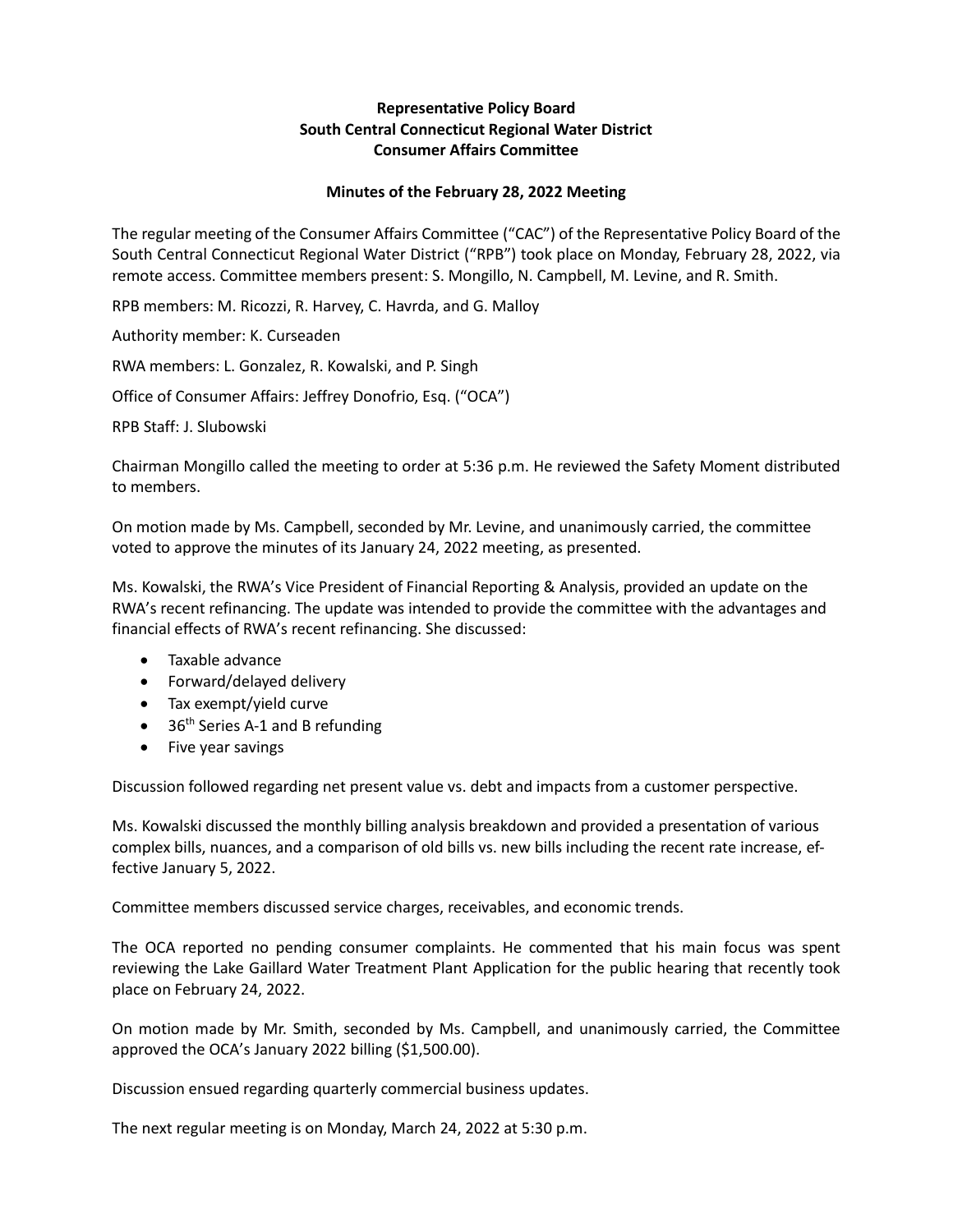**Representative Policy Board**
**South Central Connecticut Regional Water District**
**Consumer Affairs Committee**

**Minutes of the February 28, 2022 Meeting**

The regular meeting of the Consumer Affairs Committee ("CAC") of the Representative Policy Board of the South Central Connecticut Regional Water District ("RPB") took place on Monday, February 28, 2022, via remote access. Committee members present: S. Mongillo, N. Campbell, M. Levine, and R. Smith.

RPB members: M. Ricozzi, R. Harvey, C. Havrda, and G. Malloy

Authority member: K. Curseaden

RWA members: L. Gonzalez, R. Kowalski, and P. Singh

Office of Consumer Affairs: Jeffrey Donofrio, Esq. ("OCA")

RPB Staff: J. Slubowski

Chairman Mongillo called the meeting to order at 5:36 p.m. He reviewed the Safety Moment distributed to members.

On motion made by Ms. Campbell, seconded by Mr. Levine, and unanimously carried, the committee voted to approve the minutes of its January 24, 2022 meeting, as presented.

Ms. Kowalski, the RWA's Vice President of Financial Reporting & Analysis, provided an update on the RWA's recent refinancing. The update was intended to provide the committee with the advantages and financial effects of RWA's recent refinancing. She discussed:

- Taxable advance
- Forward/delayed delivery
- Tax exempt/yield curve
- 36th Series A-1 and B refunding
- Five year savings

Discussion followed regarding net present value vs. debt and impacts from a customer perspective.

Ms. Kowalski discussed the monthly billing analysis breakdown and provided a presentation of various complex bills, nuances, and a comparison of old bills vs. new bills including the recent rate increase, effective January 5, 2022.

Committee members discussed service charges, receivables, and economic trends.

The OCA reported no pending consumer complaints. He commented that his main focus was spent reviewing the Lake Gaillard Water Treatment Plant Application for the public hearing that recently took place on February 24, 2022.

On motion made by Mr. Smith, seconded by Ms. Campbell, and unanimously carried, the Committee approved the OCA's January 2022 billing ($1,500.00).

Discussion ensued regarding quarterly commercial business updates.

The next regular meeting is on Monday, March 24, 2022 at 5:30 p.m.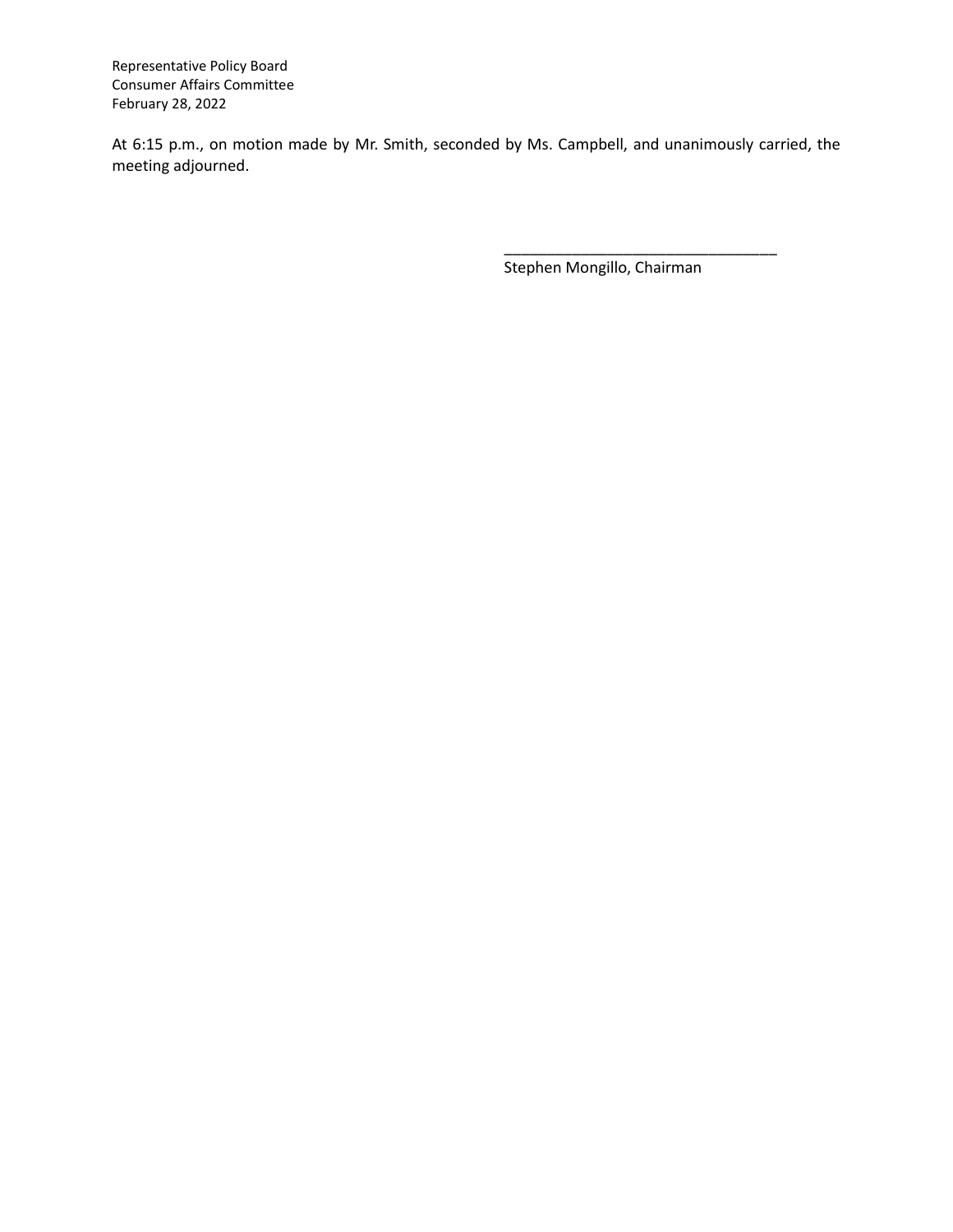At 6:15 p.m., on motion made by Mr. Smith, seconded by Ms. Campbell, and unanimously carried, the meeting adjourned.

\_\_\_\_\_\_\_\_\_\_\_\_\_\_\_\_\_\_\_\_\_\_\_\_\_\_\_\_\_\_\_\_

Stephen Mongillo, Chairman